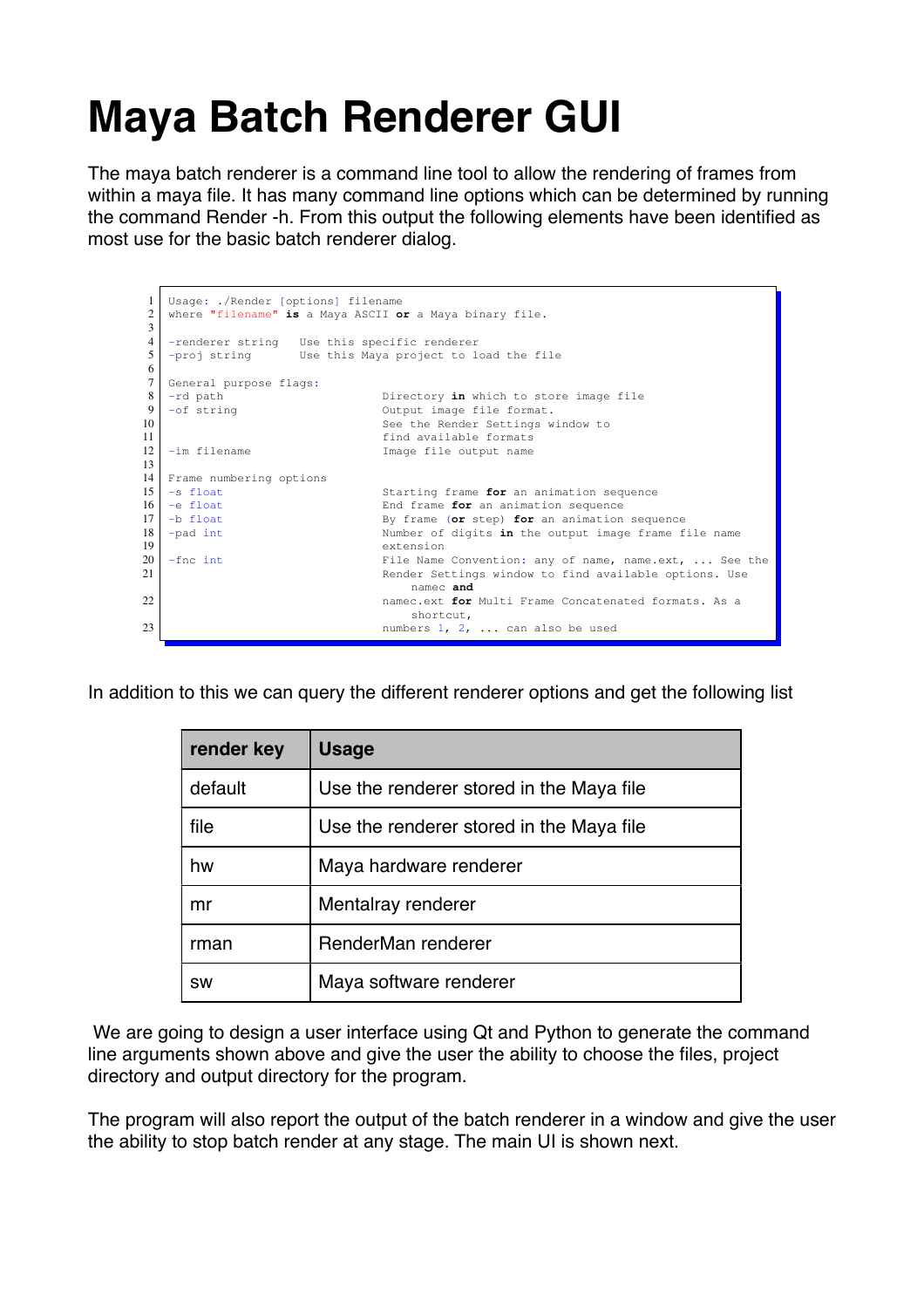# Maya Batch Renderer GUI

The maya batch renderer is a command line tool to allow the rendering of frames from within a maya file. It has many command line options which can be determined by running the command Render -h. From this output the following elements have been identified as most use for the basic batch renderer dialog.

```
Usage: ./Render [options] filename
where "filename" is a Maya ASCII or a Maya binary file.

-renderer string   Use this specific renderer
-proj string       Use this Maya project to load the file

General purpose flags:
-rd path                        Directory in which to store image file
-of string                      Output image file format.
                                See the Render Settings window to
                                find available formats
-im filename                    Image file output name

Frame numbering options
-s float                        Starting frame for an animation sequence
-e float                        End frame for an animation sequence
-b float                        By frame (or step) for an animation sequence
-pad int                        Number of digits in the output image frame file name
                                extension
-fnc int                        File Name Convention: any of name, name.ext, ... See the
                                Render Settings window to find available options. Use
                                    namec and
                                namec.ext for Multi Frame Concatenated formats. As a
                                    shortcut,
                                numbers 1, 2, ... can also be used
```

In addition to this we can query the different renderer options and get the following list

| render key | Usage |
|---|---|
| default | Use the renderer stored in the Maya file |
| file | Use the renderer stored in the Maya file |
| hw | Maya hardware renderer |
| mr | Mentalray renderer |
| rman | RenderMan renderer |
| sw | Maya software renderer |

We are going to design a user interface using Qt and Python to generate the command line arguments shown above and give the user the ability to choose the files, project directory and output directory for the program.

The program will also report the output of the batch renderer in a window and give the user the ability to stop batch render at any stage. The main UI is shown next.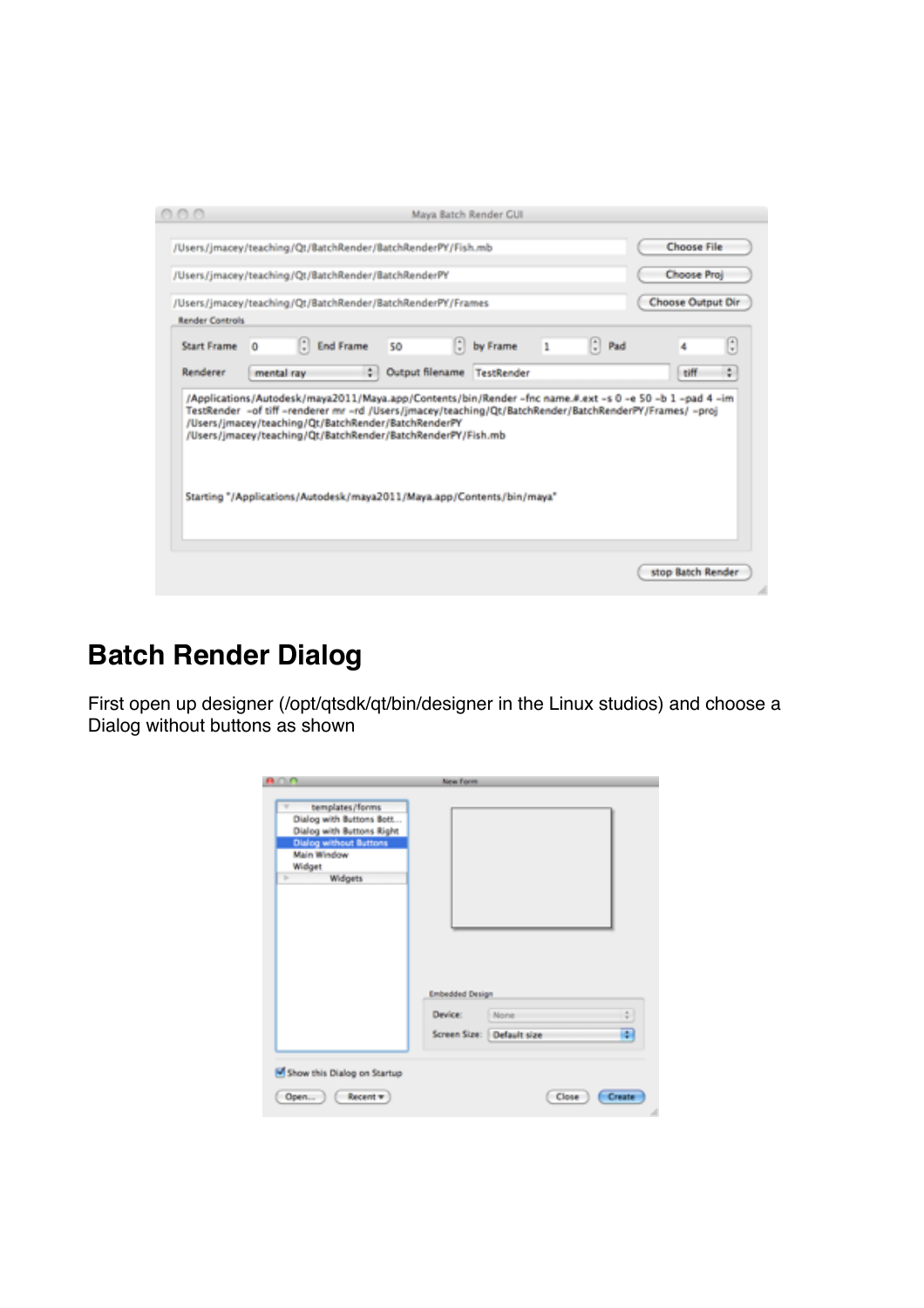## Batch Render Dialog

First open up designer (/opt/qtsdk/qt/bin/designer in the Linux studios) and choose a Dialog without buttons as shown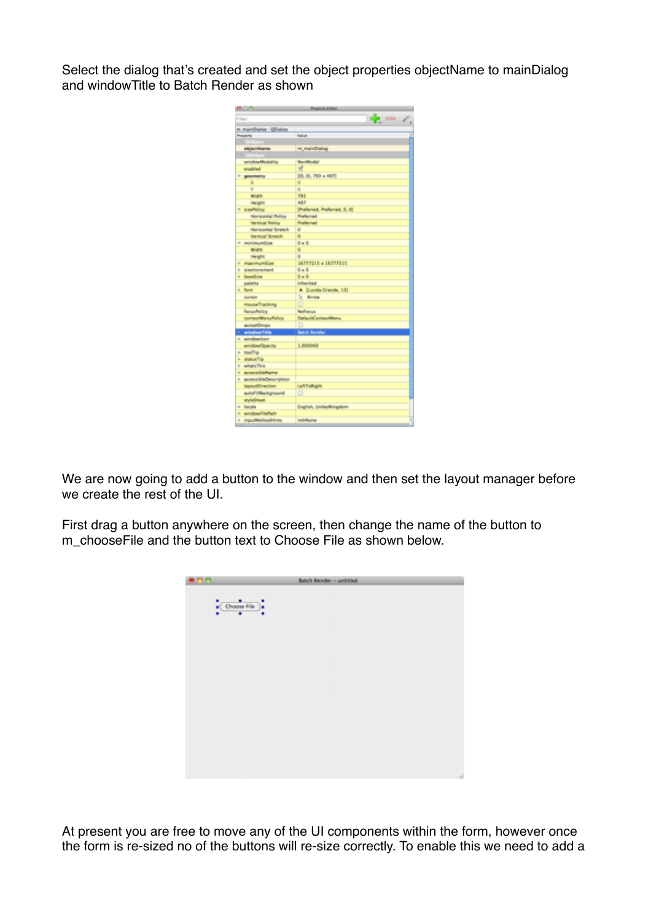Select the dialog that's created and set the object properties objectName to mainDialog and windowTitle to Batch Render as shown

We are now going to add a button to the window and then set the layout manager before we create the rest of the UI.

First drag a button anywhere on the screen, then change the name of the button to m_chooseFile and the button text to Choose File as shown below.

At present you are free to move any of the UI components within the form, however once the form is re-sized no of the buttons will re-size correctly. To enable this we need to add a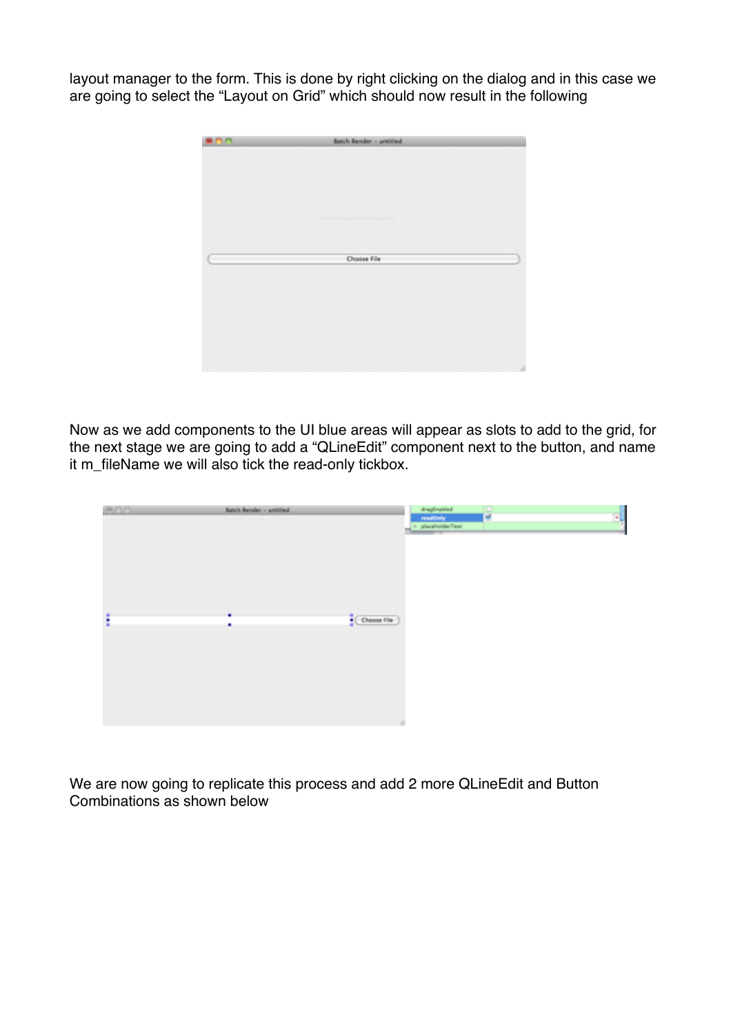layout manager to the form. This is done by right clicking on the dialog and in this case we are going to select the "Layout on Grid" which should now result in the following

Now as we add components to the UI blue areas will appear as slots to add to the grid, for the next stage we are going to add a "QLineEdit" component next to the button, and name it m_fileName we will also tick the read-only tickbox.

We are now going to replicate this process and add 2 more QLineEdit and Button Combinations as shown below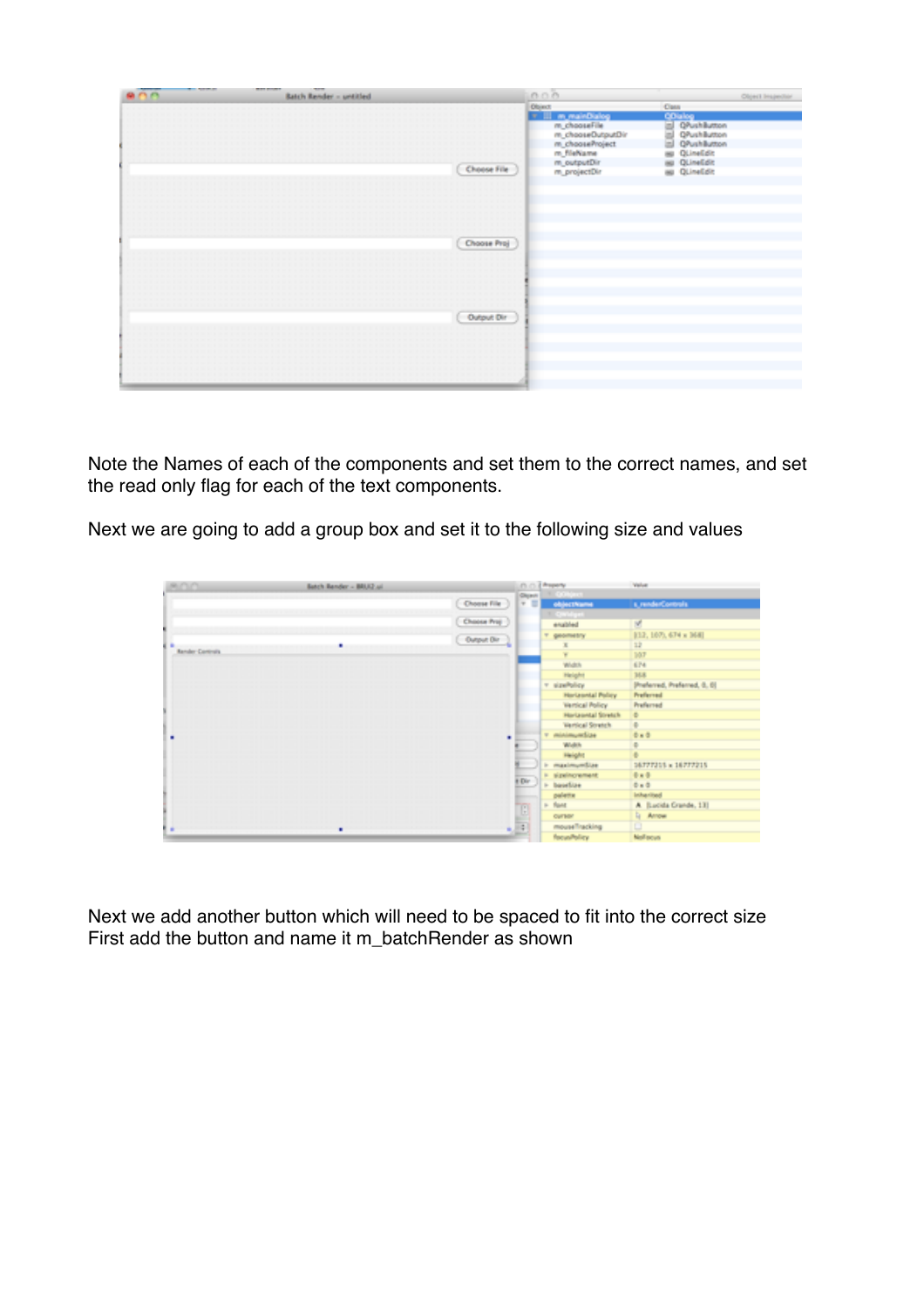Note the Names of each of the components and set them to the correct names, and set the read only flag for each of the text components.

Next we are going to add a group box and set it to the following size and values

Next we add another button which will need to be spaced to fit into the correct size
First add the button and name it m_batchRender as shown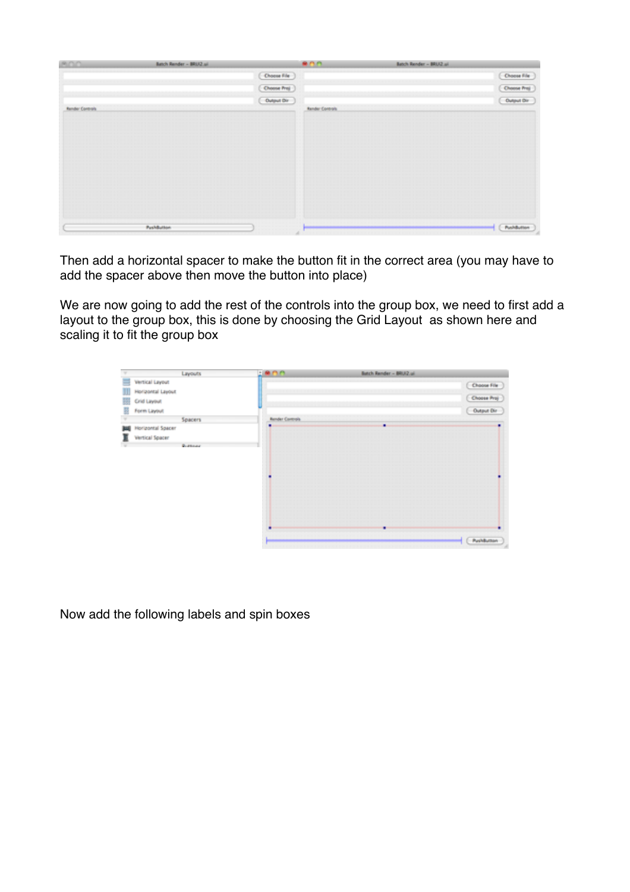Then add a horizontal spacer to make the button fit in the correct area (you may have to add the spacer above then move the button into place)

We are now going to add the rest of the controls into the group box, we need to first add a layout to the group box, this is done by choosing the Grid Layout  as shown here and scaling it to fit the group box

Now add the following labels and spin boxes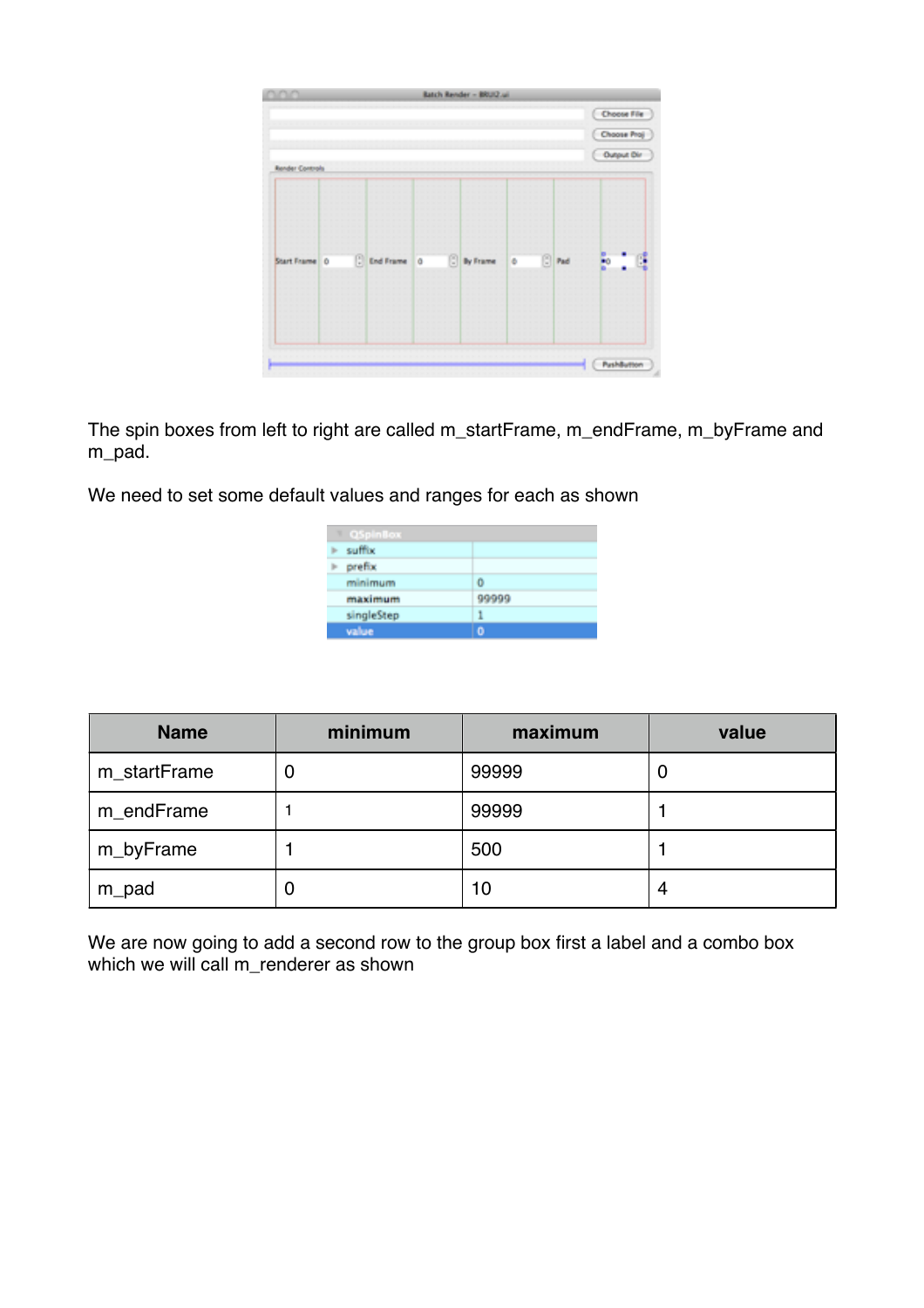The spin boxes from left to right are called m_startFrame, m_endFrame, m_byFrame and m_pad.

We need to set some default values and ranges for each as shown

| Name | minimum | maximum | value |
|---|---|---|---|
| m_startFrame | 0 | 99999 | 0 |
| m_endFrame | 1 | 99999 | 1 |
| m_byFrame | 1 | 500 | 1 |
| m_pad | 0 | 10 | 4 |

We are now going to add a second row to the group box first a label and a combo box which we will call m_renderer as shown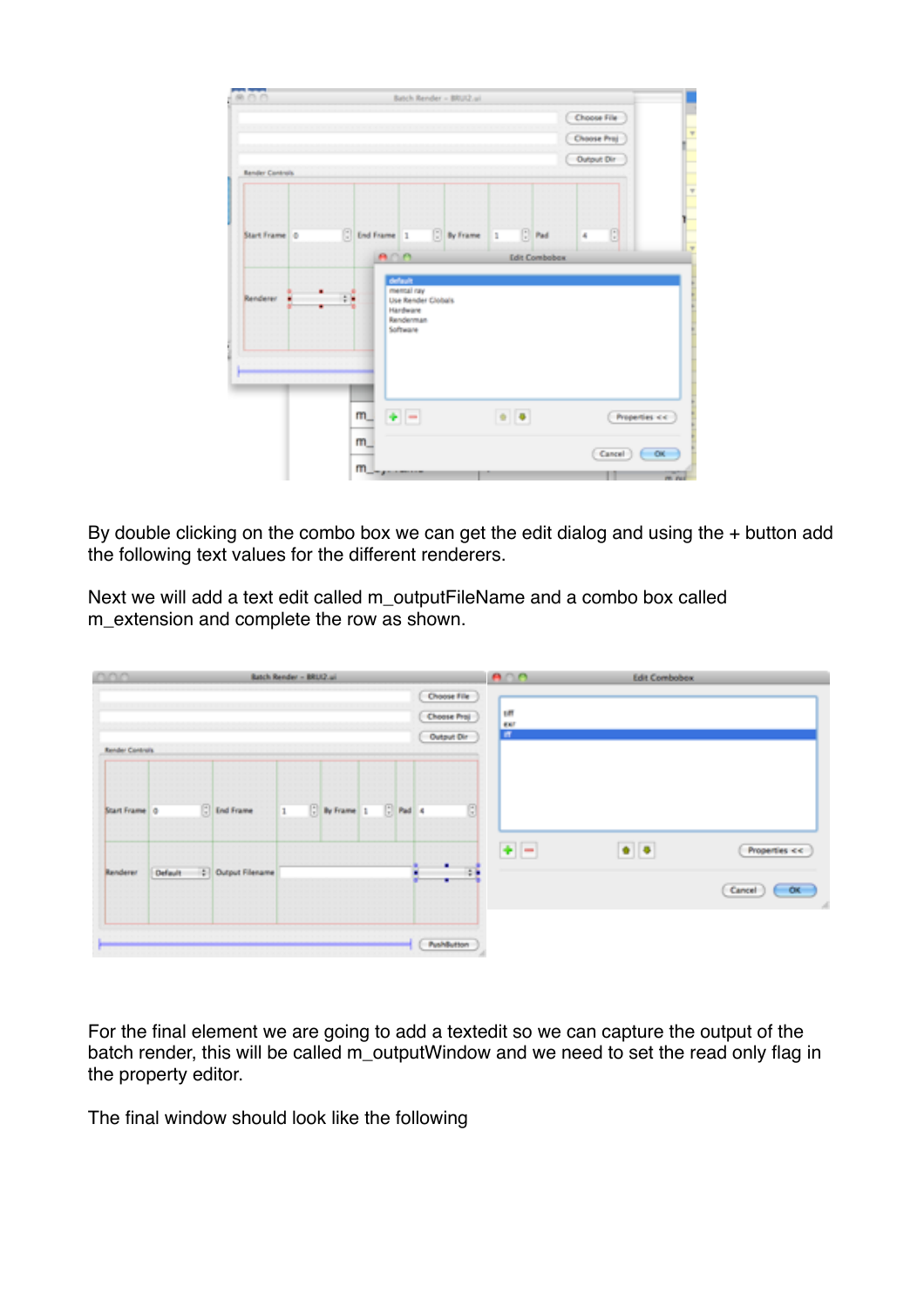By double clicking on the combo box we can get the edit dialog and using the + button add the following text values for the different renderers.

Next we will add a text edit called m_outputFileName and a combo box called m_extension and complete the row as shown.

For the final element we are going to add a textedit so we can capture the output of the batch render, this will be called m_outputWindow and we need to set the read only flag in the property editor.

The final window should look like the following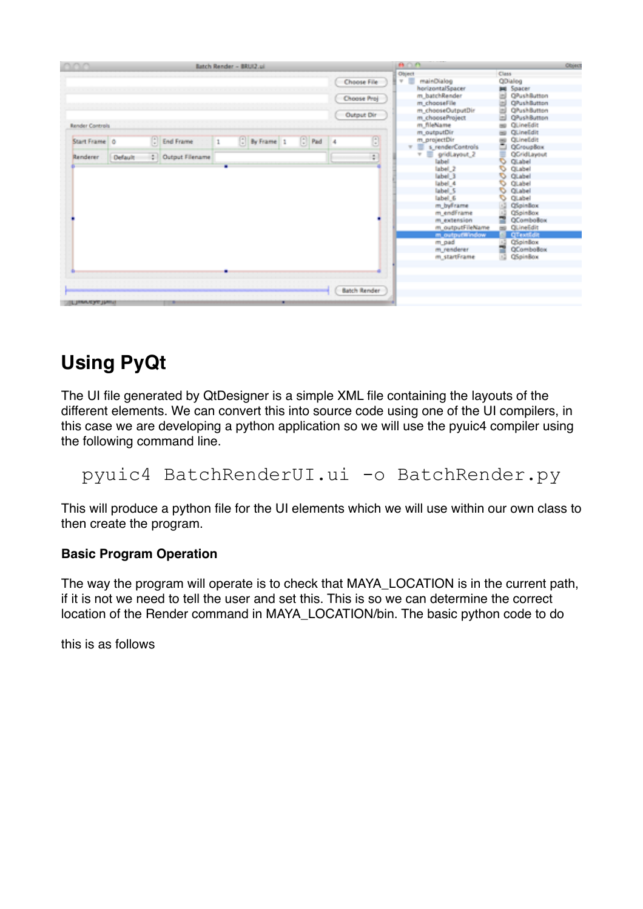## Using PyQt

The UI file generated by QtDesigner is a simple XML file containing the layouts of the different elements. We can convert this into source code using one of the UI compilers, in this case we are developing a python application so we will use the pyuic4 compiler using the following command line.

```
pyuic4 BatchRenderUI.ui -o BatchRender.py
```

This will produce a python file for the UI elements which we will use within our own class to then create the program.

### Basic Program Operation

The way the program will operate is to check that MAYA_LOCATION is in the current path, if it is not we need to tell the user and set this. This is so we can determine the correct location of the Render command in MAYA_LOCATION/bin. The basic python code to do

this is as follows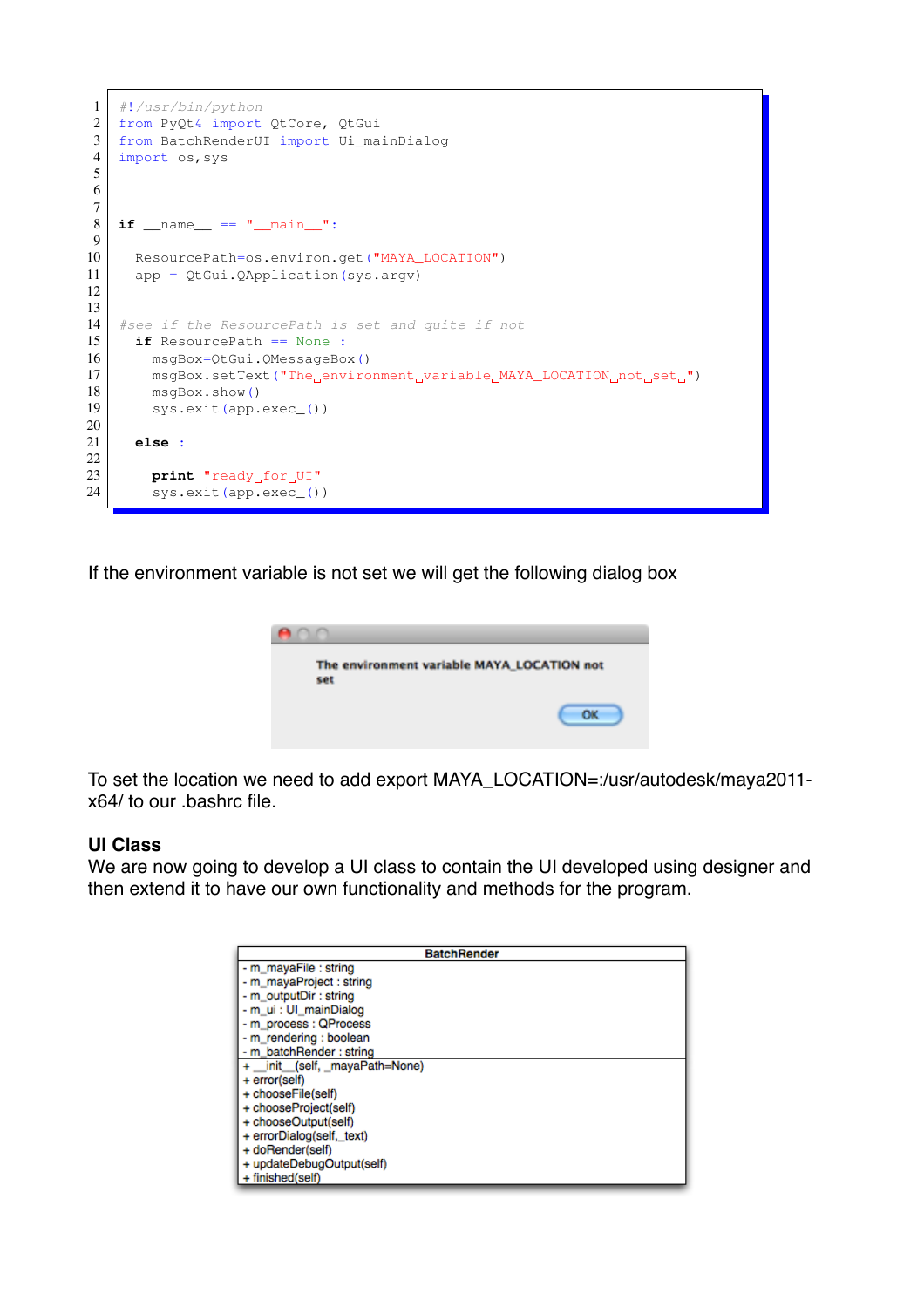```python
#!/usr/bin/python
from PyQt4 import QtCore, QtGui
from BatchRenderUI import Ui_mainDialog
import os,sys



if __name__ == "__main__":

  ResourcePath=os.environ.get("MAYA_LOCATION")
  app = QtGui.QApplication(sys.argv)


#see if the ResourcePath is set and quite if not
  if ResourcePath == None :
    msgBox=QtGui.QMessageBox()
    msgBox.setText("The environment variable MAYA_LOCATION not set ")
    msgBox.show()
    sys.exit(app.exec_())

  else :

    print "ready for UI"
    sys.exit(app.exec_())
```

If the environment variable is not set we will get the following dialog box

> The environment variable MAYA_LOCATION not set
>
> [OK]

To set the location we need to add export MAYA_LOCATION=:/usr/autodesk/maya2011-x64/ to our .bashrc file.

**UI Class**

We are now going to develop a UI class to contain the UI developed using designer and then extend it to have our own functionality and methods for the program.

| BatchRender |
| --- |
| - m_mayaFile : string<br>- m_mayaProject : string<br>- m_outputDir : string<br>- m_ui : UI_mainDialog<br>- m_process : QProcess<br>- m_rendering : boolean<br>- m_batchRender : string |
| + __init__(self, _mayaPath=None)<br>+ error(self)<br>+ chooseFile(self)<br>+ chooseProject(self)<br>+ chooseOutput(self)<br>+ errorDialog(self,_text)<br>+ doRender(self)<br>+ updateDebugOutput(self)<br>+ finished(self) |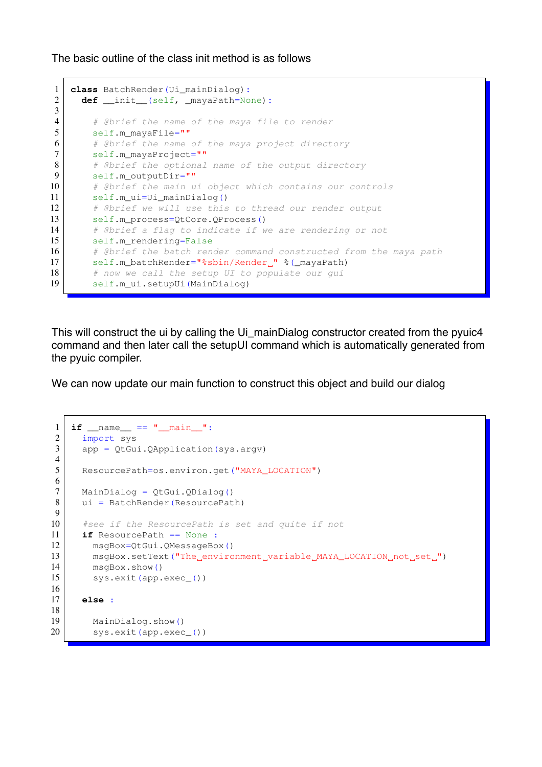The basic outline of the class init method is as follows

```
class BatchRender(Ui_mainDialog):
  def __init__(self, _mayaPath=None):

    # @brief the name of the maya file to render
    self.m_mayaFile=""
    # @brief the name of the maya project directory
    self.m_mayaProject=""
    # @brief the optional name of the output directory
    self.m_outputDir=""
    # @brief the main ui object which contains our controls
    self.m_ui=Ui_mainDialog()
    # @brief we will use this to thread our render output
    self.m_process=QtCore.QProcess()
    # @brief a flag to indicate if we are rendering or not
    self.m_rendering=False
    # @brief the batch render command constructed from the maya path
    self.m_batchRender="%sbin/Render " %(_mayaPath)
    # now we call the setup UI to populate our gui
    self.m_ui.setupUi(MainDialog)
```

This will construct the ui by calling the Ui_mainDialog constructor created from the pyuic4 command and then later call the setupUI command which is automatically generated from the pyuic compiler.

We can now update our main function to construct this object and build our dialog

```
if __name__ == "__main__":
  import sys
  app = QtGui.QApplication(sys.argv)

  ResourcePath=os.environ.get("MAYA_LOCATION")

  MainDialog = QtGui.QDialog()
  ui = BatchRender(ResourcePath)

  #see if the ResourcePath is set and quite if not
  if ResourcePath == None :
    msgBox=QtGui.QMessageBox()
    msgBox.setText("The environment variable MAYA_LOCATION not set ")
    msgBox.show()
    sys.exit(app.exec_())

  else :

    MainDialog.show()
    sys.exit(app.exec_())
```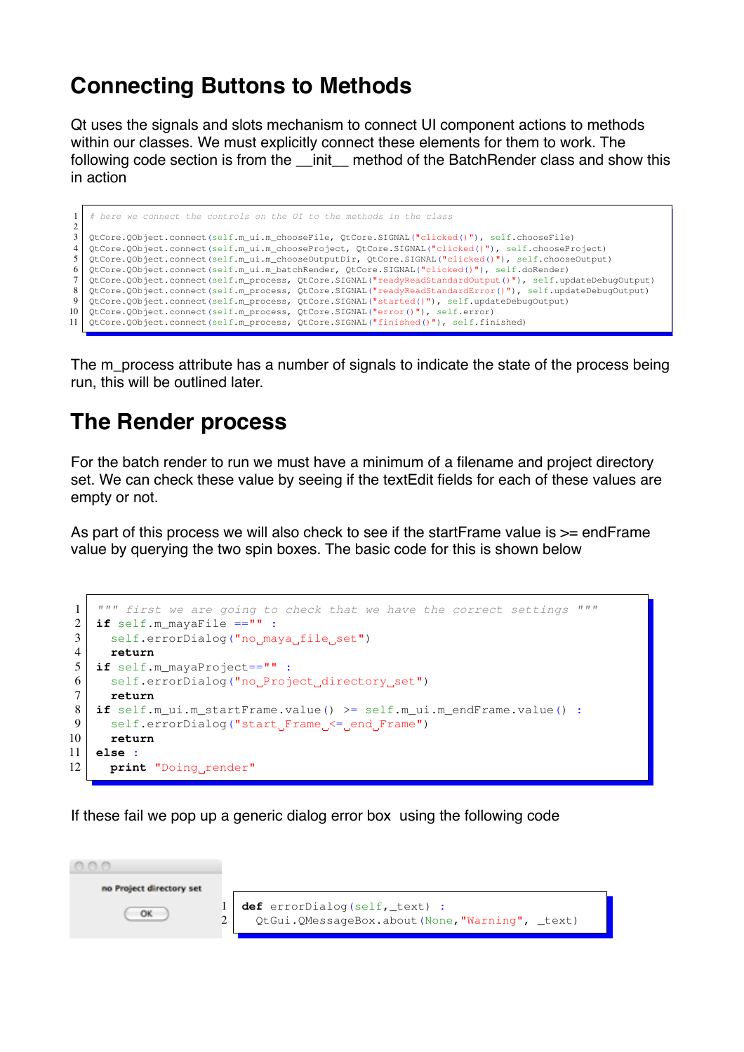## Connecting Buttons to Methods

Qt uses the signals and slots mechanism to connect UI component actions to methods within our classes. We must explicitly connect these elements for them to work. The following code section is from the __init__ method of the BatchRender class and show this in action

```
# here we connect the controls on the UI to the methods in the class

QtCore.QObject.connect(self.m_ui.m_chooseFile, QtCore.SIGNAL("clicked()"), self.chooseFile)
QtCore.QObject.connect(self.m_ui.m_chooseProject, QtCore.SIGNAL("clicked()"), self.chooseProject)
QtCore.QObject.connect(self.m_ui.m_chooseOutputDir, QtCore.SIGNAL("clicked()"), self.chooseOutput)
QtCore.QObject.connect(self.m_ui.m_batchRender, QtCore.SIGNAL("clicked()"), self.doRender)
QtCore.QObject.connect(self.m_process, QtCore.SIGNAL("readyReadStandardOutput()"), self.updateDebugOutput)
QtCore.QObject.connect(self.m_process, QtCore.SIGNAL("readyReadStandardError()"), self.updateDebugOutput)
QtCore.QObject.connect(self.m_process, QtCore.SIGNAL("started()"), self.updateDebugOutput)
QtCore.QObject.connect(self.m_process, QtCore.SIGNAL("error()"), self.error)
QtCore.QObject.connect(self.m_process, QtCore.SIGNAL("finished()"), self.finished)
```

The m_process attribute has a number of signals to indicate the state of the process being run, this will be outlined later.

## The Render process

For the batch render to run we must have a minimum of a filename and project directory set. We can check these value by seeing if the textEdit fields for each of these values are empty or not.

As part of this process we will also check to see if the startFrame value is >= endFrame value by querying the two spin boxes. The basic code for this is shown below

```
""" first we are going to check that we have the correct settings """
if self.m_mayaFile =="" :
  self.errorDialog("no maya file set")
  return
if self.m_mayaProject=="" :
  self.errorDialog("no Project directory set")
  return
if self.m_ui.m_startFrame.value() >= self.m_ui.m_endFrame.value() :
  self.errorDialog("start Frame <= end Frame")
  return
else :
  print "Doing render"
```

If these fail we pop up a generic dialog error box using the following code

no Project directory set

OK

```
def errorDialog(self,_text) :
  QtGui.QMessageBox.about(None,"Warning", _text)
```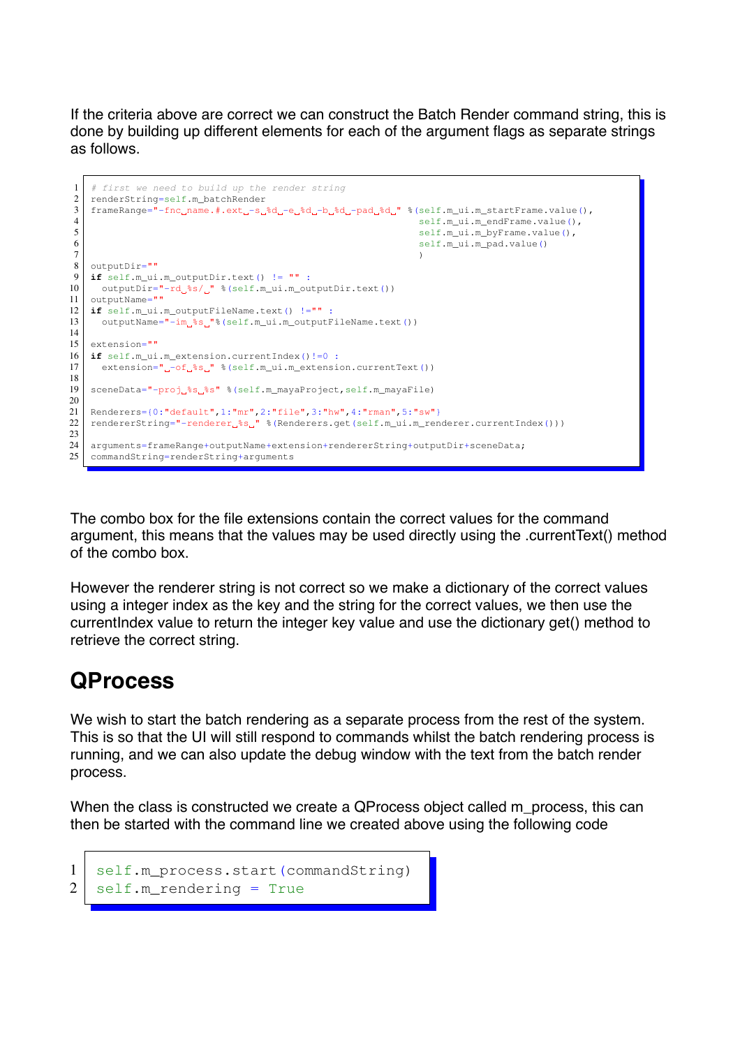If the criteria above are correct we can construct the Batch Render command string, this is done by building up different elements for each of the argument flags as separate strings as follows.

```
# first we need to build up the render string
renderString=self.m_batchRender
frameRange="-fnc name.#.ext -s %d -e %d -b %d -pad %d " %(self.m_ui.m_startFrame.value(),
                                                           self.m_ui.m_endFrame.value(),
                                                           self.m_ui.m_byFrame.value(),
                                                           self.m_ui.m_pad.value()
                                                           )
outputDir=""
if self.m_ui.m_outputDir.text() != "" :
  outputDir="-rd %s/ " %(self.m_ui.m_outputDir.text())
outputName=""
if self.m_ui.m_outputFileName.text() !="" :
  outputName="-im %s "%(self.m_ui.m_outputFileName.text())

extension=""
if self.m_ui.m_extension.currentIndex()!=0 :
  extension=" -of %s " %(self.m_ui.m_extension.currentText())

sceneData="-proj %s %s" %(self.m_mayaProject,self.m_mayaFile)

Renderers={0:"default",1:"mr",2:"file",3:"hw",4:"rman",5:"sw"}
rendererString="-renderer %s " %(Renderers.get(self.m_ui.m_renderer.currentIndex()))

arguments=frameRange+outputName+extension+rendererString+outputDir+sceneData;
commandString=renderString+arguments
```

The combo box for the file extensions contain the correct values for the command argument, this means that the values may be used directly using the .currentText() method of the combo box.

However the renderer string is not correct so we make a dictionary of the correct values using a integer index as the key and the string for the correct values, we then use the currentIndex value to return the integer key value and use the dictionary get() method to retrieve the correct string.

## QProcess

We wish to start the batch rendering as a separate process from the rest of the system. This is so that the UI will still respond to commands whilst the batch rendering process is running, and we can also update the debug window with the text from the batch render process.

When the class is constructed we create a QProcess object called m_process, this can then be started with the command line we created above using the following code

```
self.m_process.start(commandString)
self.m_rendering = True
```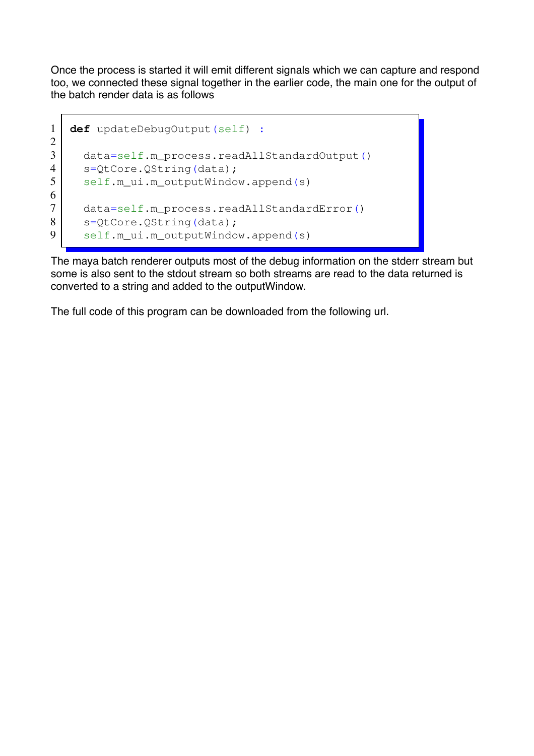Once the process is started it will emit different signals which we can capture and respond too, we connected these signal together in the earlier code, the main one for the output of the batch render data is as follows

```
def updateDebugOutput(self) :

  data=self.m_process.readAllStandardOutput()
  s=QtCore.QString(data);
  self.m_ui.m_outputWindow.append(s)

  data=self.m_process.readAllStandardError()
  s=QtCore.QString(data);
  self.m_ui.m_outputWindow.append(s)
```

The maya batch renderer outputs most of the debug information on the stderr stream but some is also sent to the stdout stream so both streams are read to the data returned is converted to a string and added to the outputWindow.

The full code of this program can be downloaded from the following url.